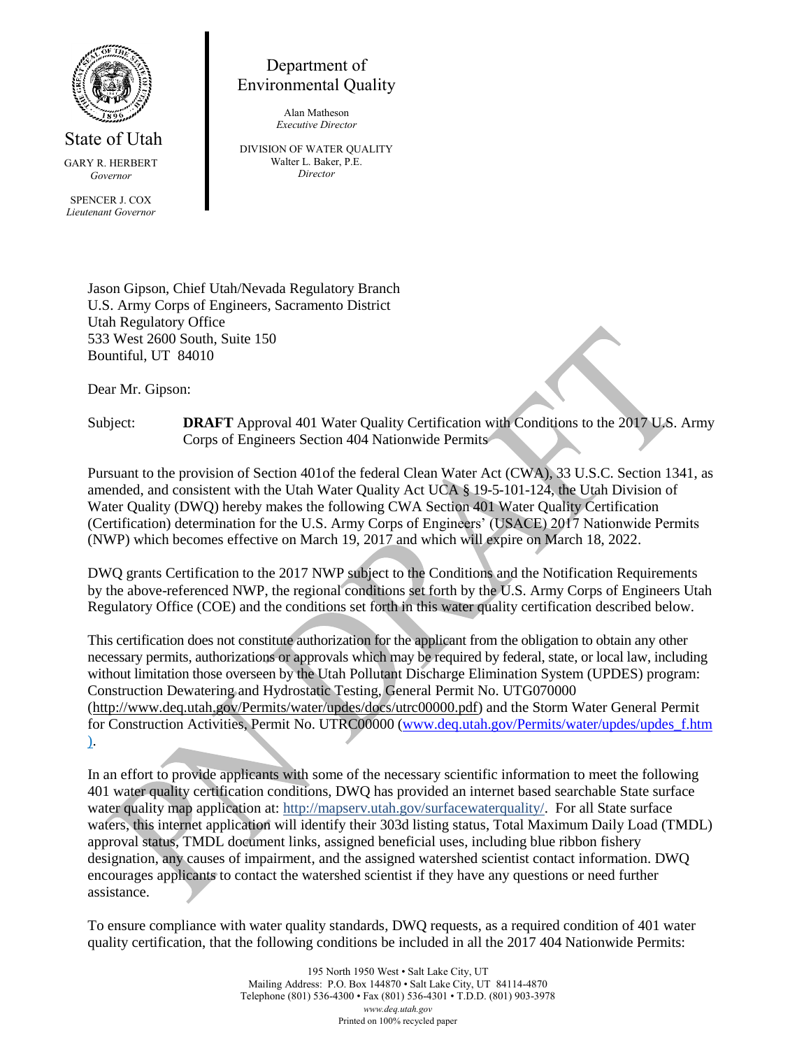State of Utah

GARY R. HERBERT
*Governor*

SPENCER J. COX
*Lieutenant Governor*

Department of
Environmental Quality

Alan Matheson
*Executive Director*

DIVISION OF WATER QUALITY
Walter L. Baker, P.E.
*Director*

Jason Gipson, Chief Utah/Nevada Regulatory Branch
U.S. Army Corps of Engineers, Sacramento District
Utah Regulatory Office
533 West 2600 South, Suite 150
Bountiful, UT 84010

Dear Mr. Gipson:

Subject: **DRAFT** Approval 401 Water Quality Certification with Conditions to the 2017 U.S. Army Corps of Engineers Section 404 Nationwide Permits

Pursuant to the provision of Section 401of the federal Clean Water Act (CWA), 33 U.S.C. Section 1341, as amended, and consistent with the Utah Water Quality Act UCA § 19-5-101-124, the Utah Division of Water Quality (DWQ) hereby makes the following CWA Section 401 Water Quality Certification (Certification) determination for the U.S. Army Corps of Engineers' (USACE) 2017 Nationwide Permits (NWP) which becomes effective on March 19, 2017 and which will expire on March 18, 2022.

DWQ grants Certification to the 2017 NWP subject to the Conditions and the Notification Requirements by the above-referenced NWP, the regional conditions set forth by the U.S. Army Corps of Engineers Utah Regulatory Office (COE) and the conditions set forth in this water quality certification described below.

This certification does not constitute authorization for the applicant from the obligation to obtain any other necessary permits, authorizations or approvals which may be required by federal, state, or local law, including without limitation those overseen by the Utah Pollutant Discharge Elimination System (UPDES) program: Construction Dewatering and Hydrostatic Testing, General Permit No. UTG070000 (http://www.deq.utah.gov/Permits/water/updes/docs/utrc00000.pdf) and the Storm Water General Permit for Construction Activities, Permit No. UTRC00000 (www.deq.utah.gov/Permits/water/updes/updes_f.htm).

In an effort to provide applicants with some of the necessary scientific information to meet the following 401 water quality certification conditions, DWQ has provided an internet based searchable State surface water quality map application at: http://mapserv.utah.gov/surfacewaterquality/. For all State surface waters, this internet application will identify their 303d listing status, Total Maximum Daily Load (TMDL) approval status, TMDL document links, assigned beneficial uses, including blue ribbon fishery designation, any causes of impairment, and the assigned watershed scientist contact information. DWQ encourages applicants to contact the watershed scientist if they have any questions or need further assistance.

To ensure compliance with water quality standards, DWQ requests, as a required condition of 401 water quality certification, that the following conditions be included in all the 2017 404 Nationwide Permits: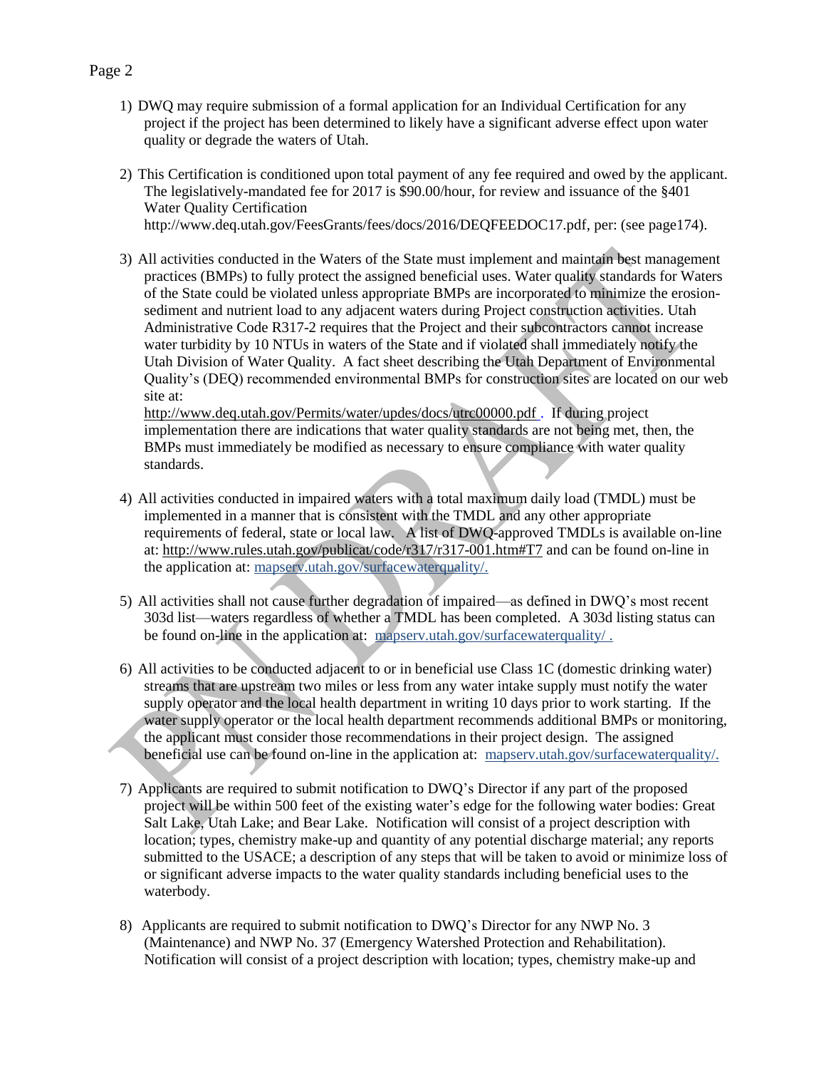1) DWQ may require submission of a formal application for an Individual Certification for any project if the project has been determined to likely have a significant adverse effect upon water quality or degrade the waters of Utah.

2) This Certification is conditioned upon total payment of any fee required and owed by the applicant. The legislatively-mandated fee for 2017 is $90.00/hour, for review and issuance of the §401 Water Quality Certification http://www.deq.utah.gov/FeesGrants/fees/docs/2016/DEQFEEDOC17.pdf, per: (see page174).

3) All activities conducted in the Waters of the State must implement and maintain best management practices (BMPs) to fully protect the assigned beneficial uses. Water quality standards for Waters of the State could be violated unless appropriate BMPs are incorporated to minimize the erosion-sediment and nutrient load to any adjacent waters during Project construction activities. Utah Administrative Code R317-2 requires that the Project and their subcontractors cannot increase water turbidity by 10 NTUs in waters of the State and if violated shall immediately notify the Utah Division of Water Quality. A fact sheet describing the Utah Department of Environmental Quality's (DEQ) recommended environmental BMPs for construction sites are located on our web site at: http://www.deq.utah.gov/Permits/water/updes/docs/utrc00000.pdf . If during project implementation there are indications that water quality standards are not being met, then, the BMPs must immediately be modified as necessary to ensure compliance with water quality standards.

4) All activities conducted in impaired waters with a total maximum daily load (TMDL) must be implemented in a manner that is consistent with the TMDL and any other appropriate requirements of federal, state or local law. A list of DWQ-approved TMDLs is available on-line at: http://www.rules.utah.gov/publicat/code/r317/r317-001.htm#T7 and can be found on-line in the application at: mapserv.utah.gov/surfacewaterquality/.

5) All activities shall not cause further degradation of impaired—as defined in DWQ's most recent 303d list—waters regardless of whether a TMDL has been completed. A 303d listing status can be found on-line in the application at: mapserv.utah.gov/surfacewaterquality/ .

6) All activities to be conducted adjacent to or in beneficial use Class 1C (domestic drinking water) streams that are upstream two miles or less from any water intake supply must notify the water supply operator and the local health department in writing 10 days prior to work starting. If the water supply operator or the local health department recommends additional BMPs or monitoring, the applicant must consider those recommendations in their project design. The assigned beneficial use can be found on-line in the application at: mapserv.utah.gov/surfacewaterquality/.

7) Applicants are required to submit notification to DWQ's Director if any part of the proposed project will be within 500 feet of the existing water's edge for the following water bodies: Great Salt Lake, Utah Lake; and Bear Lake. Notification will consist of a project description with location; types, chemistry make-up and quantity of any potential discharge material; any reports submitted to the USACE; a description of any steps that will be taken to avoid or minimize loss of or significant adverse impacts to the water quality standards including beneficial uses to the waterbody.

8) Applicants are required to submit notification to DWQ's Director for any NWP No. 3 (Maintenance) and NWP No. 37 (Emergency Watershed Protection and Rehabilitation). Notification will consist of a project description with location; types, chemistry make-up and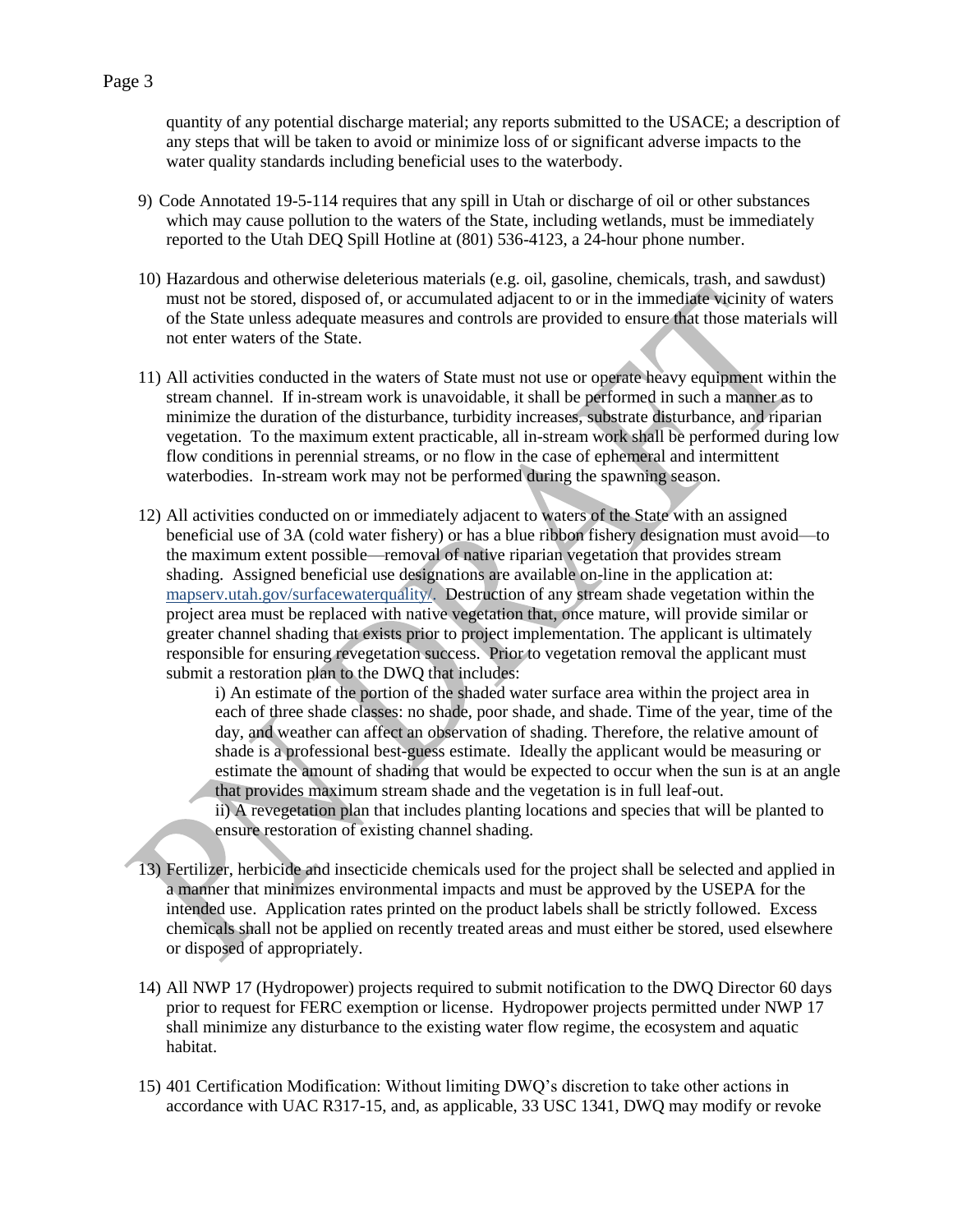quantity of any potential discharge material; any reports submitted to the USACE; a description of any steps that will be taken to avoid or minimize loss of or significant adverse impacts to the water quality standards including beneficial uses to the waterbody.

9) Code Annotated 19-5-114 requires that any spill in Utah or discharge of oil or other substances which may cause pollution to the waters of the State, including wetlands, must be immediately reported to the Utah DEQ Spill Hotline at (801) 536-4123, a 24-hour phone number.

10) Hazardous and otherwise deleterious materials (e.g. oil, gasoline, chemicals, trash, and sawdust) must not be stored, disposed of, or accumulated adjacent to or in the immediate vicinity of waters of the State unless adequate measures and controls are provided to ensure that those materials will not enter waters of the State.

11) All activities conducted in the waters of State must not use or operate heavy equipment within the stream channel. If in-stream work is unavoidable, it shall be performed in such a manner as to minimize the duration of the disturbance, turbidity increases, substrate disturbance, and riparian vegetation. To the maximum extent practicable, all in-stream work shall be performed during low flow conditions in perennial streams, or no flow in the case of ephemeral and intermittent waterbodies. In-stream work may not be performed during the spawning season.

12) All activities conducted on or immediately adjacent to waters of the State with an assigned beneficial use of 3A (cold water fishery) or has a blue ribbon fishery designation must avoid—to the maximum extent possible—removal of native riparian vegetation that provides stream shading. Assigned beneficial use designations are available on-line in the application at: mapserv.utah.gov/surfacewaterquality/. Destruction of any stream shade vegetation within the project area must be replaced with native vegetation that, once mature, will provide similar or greater channel shading that exists prior to project implementation. The applicant is ultimately responsible for ensuring revegetation success. Prior to vegetation removal the applicant must submit a restoration plan to the DWQ that includes:

    i) An estimate of the portion of the shaded water surface area within the project area in each of three shade classes: no shade, poor shade, and shade. Time of the year, time of the day, and weather can affect an observation of shading. Therefore, the relative amount of shade is a professional best-guess estimate. Ideally the applicant would be measuring or estimate the amount of shading that would be expected to occur when the sun is at an angle that provides maximum stream shade and the vegetation is in full leaf-out.

    ii) A revegetation plan that includes planting locations and species that will be planted to ensure restoration of existing channel shading.

13) Fertilizer, herbicide and insecticide chemicals used for the project shall be selected and applied in a manner that minimizes environmental impacts and must be approved by the USEPA for the intended use. Application rates printed on the product labels shall be strictly followed. Excess chemicals shall not be applied on recently treated areas and must either be stored, used elsewhere or disposed of appropriately.

14) All NWP 17 (Hydropower) projects required to submit notification to the DWQ Director 60 days prior to request for FERC exemption or license. Hydropower projects permitted under NWP 17 shall minimize any disturbance to the existing water flow regime, the ecosystem and aquatic habitat.

15) 401 Certification Modification: Without limiting DWQ's discretion to take other actions in accordance with UAC R317-15, and, as applicable, 33 USC 1341, DWQ may modify or revoke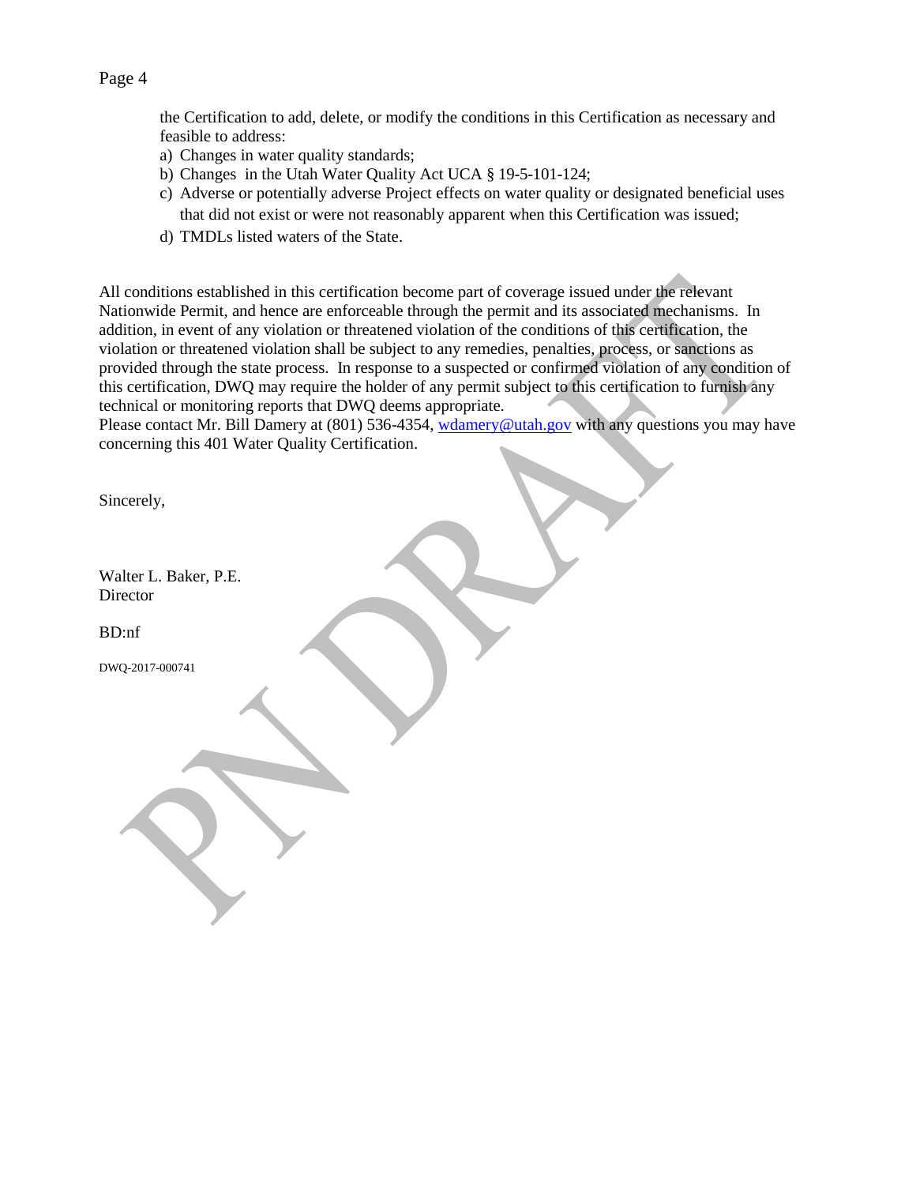the Certification to add, delete, or modify the conditions in this Certification as necessary and feasible to address:

a) Changes in water quality standards;
b) Changes in the Utah Water Quality Act UCA § 19-5-101-124;
c) Adverse or potentially adverse Project effects on water quality or designated beneficial uses that did not exist or were not reasonably apparent when this Certification was issued;
d) TMDLs listed waters of the State.

All conditions established in this certification become part of coverage issued under the relevant Nationwide Permit, and hence are enforceable through the permit and its associated mechanisms. In addition, in event of any violation or threatened violation of the conditions of this certification, the violation or threatened violation shall be subject to any remedies, penalties, process, or sanctions as provided through the state process. In response to a suspected or confirmed violation of any condition of this certification, DWQ may require the holder of any permit subject to this certification to furnish any technical or monitoring reports that DWQ deems appropriate.
Please contact Mr. Bill Damery at (801) 536-4354, wdamery@utah.gov with any questions you may have concerning this 401 Water Quality Certification.

Sincerely,

Walter L. Baker, P.E.
Director

BD:nf

DWQ-2017-000741